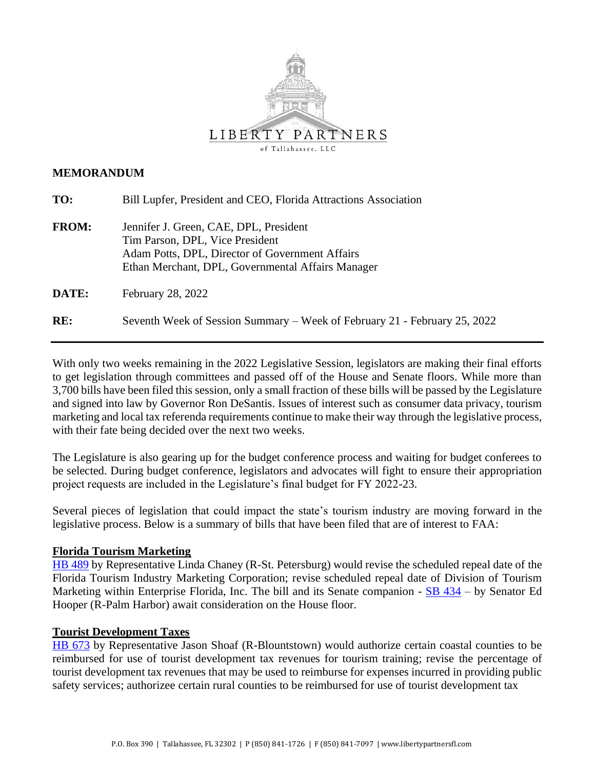LIBERTY PARTNERS
of Tallahassee, LLC

**MEMORANDUM**

**TO:** Bill Lupfer, President and CEO, Florida Attractions Association

**FROM:** Jennifer J. Green, CAE, DPL, President
Tim Parson, DPL, Vice President
Adam Potts, DPL, Director of Government Affairs
Ethan Merchant, DPL, Governmental Affairs Manager

**DATE:** February 28, 2022

**RE:** Seventh Week of Session Summary – Week of February 21 - February 25, 2022

---

With only two weeks remaining in the 2022 Legislative Session, legislators are making their final efforts to get legislation through committees and passed off of the House and Senate floors. While more than 3,700 bills have been filed this session, only a small fraction of these bills will be passed by the Legislature and signed into law by Governor Ron DeSantis. Issues of interest such as consumer data privacy, tourism marketing and local tax referenda requirements continue to make their way through the legislative process, with their fate being decided over the next two weeks.

The Legislature is also gearing up for the budget conference process and waiting for budget conferees to be selected. During budget conference, legislators and advocates will fight to ensure their appropriation project requests are included in the Legislature's final budget for FY 2022-23.

Several pieces of legislation that could impact the state's tourism industry are moving forward in the legislative process. Below is a summary of bills that have been filed that are of interest to FAA:

**Florida Tourism Marketing**

HB 489 by Representative Linda Chaney (R-St. Petersburg) would revise the scheduled repeal date of the Florida Tourism Industry Marketing Corporation; revise scheduled repeal date of Division of Tourism Marketing within Enterprise Florida, Inc. The bill and its Senate companion - SB 434 – by Senator Ed Hooper (R-Palm Harbor) await consideration on the House floor.

**Tourist Development Taxes**

HB 673 by Representative Jason Shoaf (R-Blountstown) would authorize certain coastal counties to be reimbursed for use of tourist development tax revenues for tourism training; revise the percentage of tourist development tax revenues that may be used to reimburse for expenses incurred in providing public safety services; authorizee certain rural counties to be reimbursed for use of tourist development tax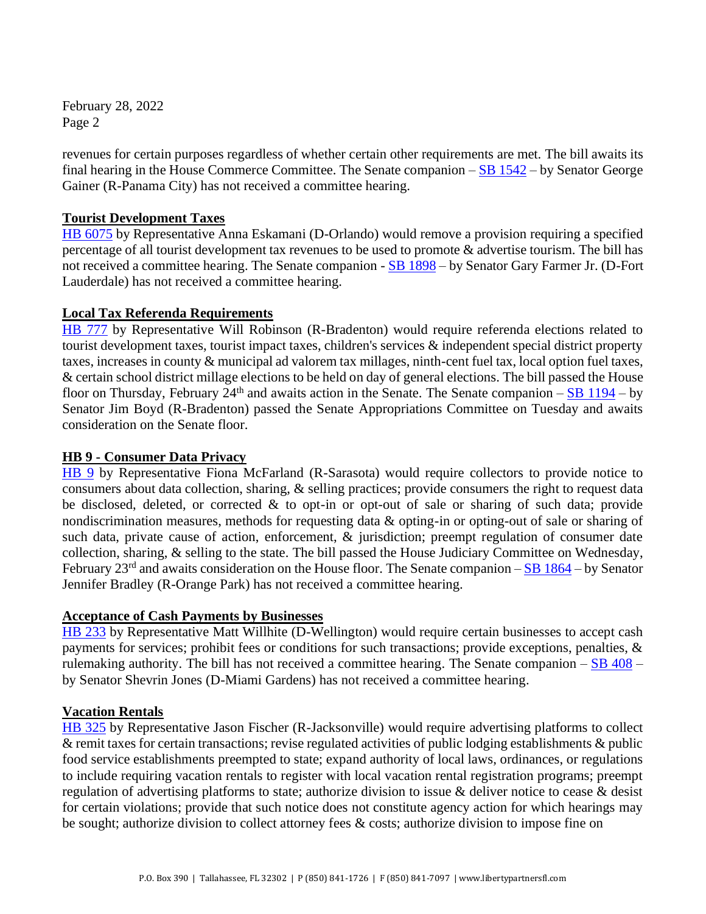revenues for certain purposes regardless of whether certain other requirements are met. The bill awaits its final hearing in the House Commerce Committee. The Senate companion – SB 1542 – by Senator George Gainer (R-Panama City) has not received a committee hearing.

**Tourist Development Taxes**

HB 6075 by Representative Anna Eskamani (D-Orlando) would remove a provision requiring a specified percentage of all tourist development tax revenues to be used to promote & advertise tourism. The bill has not received a committee hearing. The Senate companion - SB 1898 – by Senator Gary Farmer Jr. (D-Fort Lauderdale) has not received a committee hearing.

**Local Tax Referenda Requirements**

HB 777 by Representative Will Robinson (R-Bradenton) would require referenda elections related to tourist development taxes, tourist impact taxes, children's services & independent special district property taxes, increases in county & municipal ad valorem tax millages, ninth-cent fuel tax, local option fuel taxes, & certain school district millage elections to be held on day of general elections. The bill passed the House floor on Thursday, February 24th and awaits action in the Senate. The Senate companion – SB 1194 – by Senator Jim Boyd (R-Bradenton) passed the Senate Appropriations Committee on Tuesday and awaits consideration on the Senate floor.

**HB 9 - Consumer Data Privacy**

HB 9 by Representative Fiona McFarland (R-Sarasota) would require collectors to provide notice to consumers about data collection, sharing, & selling practices; provide consumers the right to request data be disclosed, deleted, or corrected & to opt-in or opt-out of sale or sharing of such data; provide nondiscrimination measures, methods for requesting data & opting-in or opting-out of sale or sharing of such data, private cause of action, enforcement, & jurisdiction; preempt regulation of consumer date collection, sharing, & selling to the state. The bill passed the House Judiciary Committee on Wednesday, February 23rd and awaits consideration on the House floor. The Senate companion – SB 1864 – by Senator Jennifer Bradley (R-Orange Park) has not received a committee hearing.

**Acceptance of Cash Payments by Businesses**

HB 233 by Representative Matt Willhite (D-Wellington) would require certain businesses to accept cash payments for services; prohibit fees or conditions for such transactions; provide exceptions, penalties, & rulemaking authority. The bill has not received a committee hearing. The Senate companion – SB 408 – by Senator Shevrin Jones (D-Miami Gardens) has not received a committee hearing.

**Vacation Rentals**

HB 325 by Representative Jason Fischer (R-Jacksonville) would require advertising platforms to collect & remit taxes for certain transactions; revise regulated activities of public lodging establishments & public food service establishments preempted to state; expand authority of local laws, ordinances, or regulations to include requiring vacation rentals to register with local vacation rental registration programs; preempt regulation of advertising platforms to state; authorize division to issue & deliver notice to cease & desist for certain violations; provide that such notice does not constitute agency action for which hearings may be sought; authorize division to collect attorney fees & costs; authorize division to impose fine on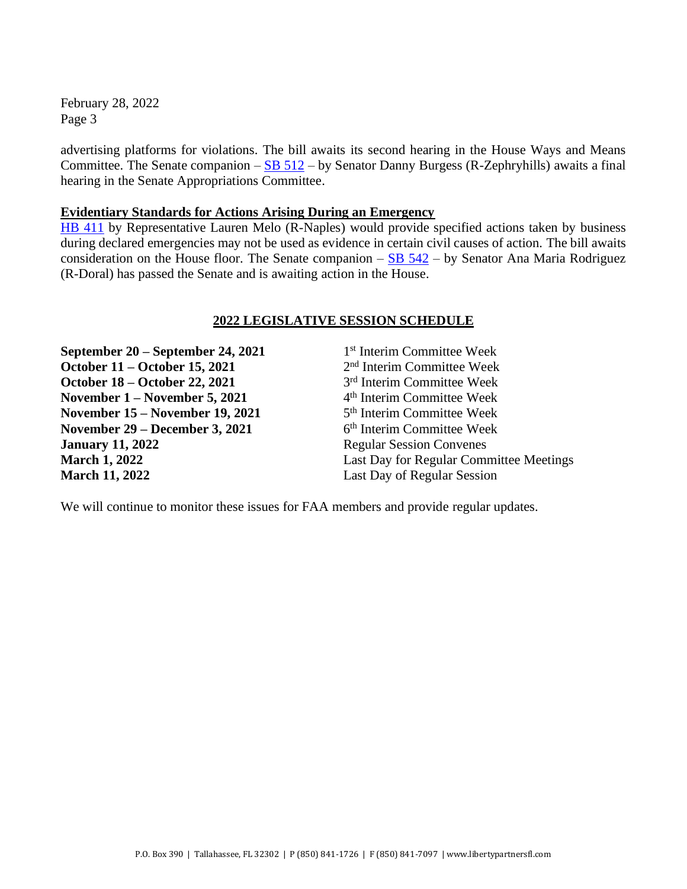advertising platforms for violations. The bill awaits its second hearing in the House Ways and Means Committee. The Senate companion – SB 512 – by Senator Danny Burgess (R-Zephryhills) awaits a final hearing in the Senate Appropriations Committee.

**Evidentiary Standards for Actions Arising During an Emergency**

HB 411 by Representative Lauren Melo (R-Naples) would provide specified actions taken by business during declared emergencies may not be used as evidence in certain civil causes of action. The bill awaits consideration on the House floor. The Senate companion – SB 542 – by Senator Ana Maria Rodriguez (R-Doral) has passed the Senate and is awaiting action in the House.

## 2022 LEGISLATIVE SESSION SCHEDULE

| | |
|---|---|
| **September 20 – September 24, 2021** | 1st Interim Committee Week |
| **October 11 – October 15, 2021** | 2nd Interim Committee Week |
| **October 18 – October 22, 2021** | 3rd Interim Committee Week |
| **November 1 – November 5, 2021** | 4th Interim Committee Week |
| **November 15 – November 19, 2021** | 5th Interim Committee Week |
| **November 29 – December 3, 2021** | 6th Interim Committee Week |
| **January 11, 2022** | Regular Session Convenes |
| **March 1, 2022** | Last Day for Regular Committee Meetings |
| **March 11, 2022** | Last Day of Regular Session |

We will continue to monitor these issues for FAA members and provide regular updates.